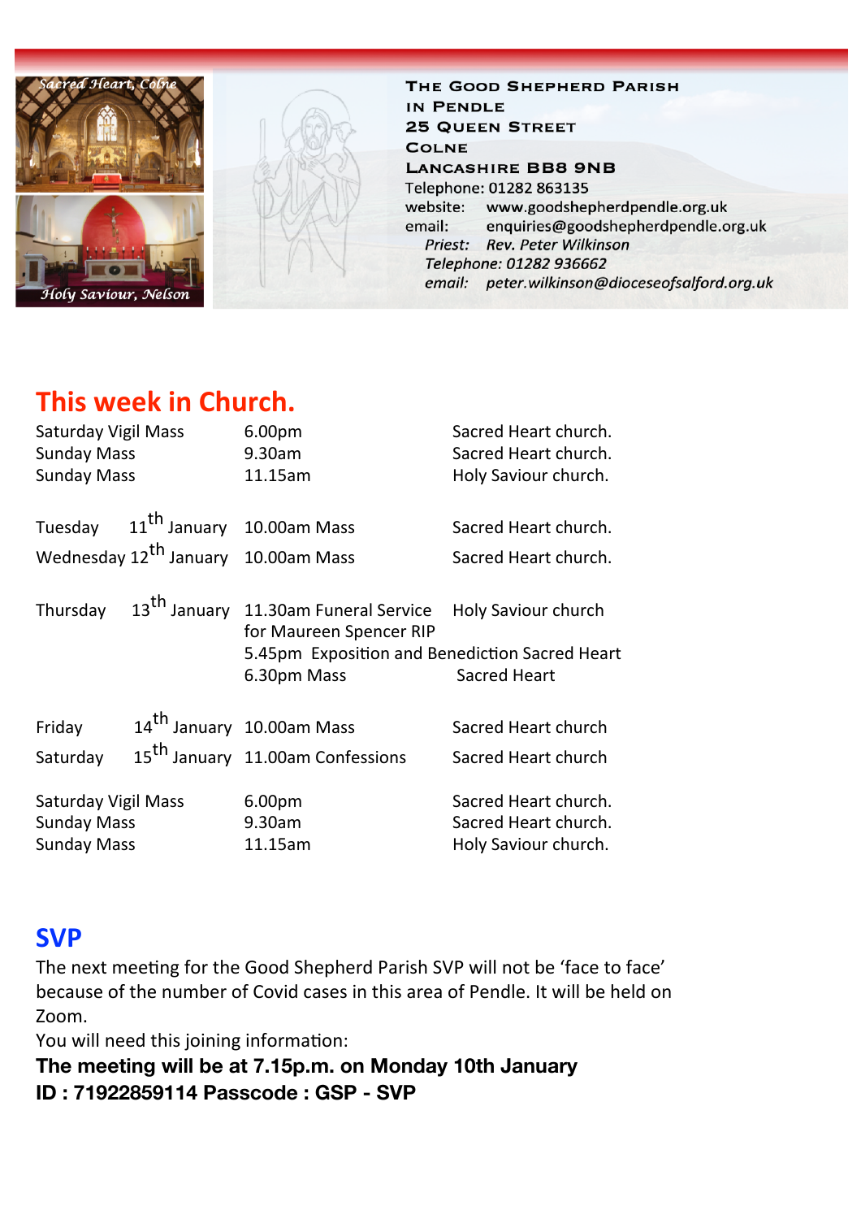Sacred Heart, Colne

Holy Saviour, Nelson

**THE GOOD SHEPHERD PARISH**
**IN PENDLE**
**25 QUEEN STREET**
**COLNE**
**LANCASHIRE BB8 9NB**
Telephone: 01282 863135
website: www.goodshepherdpendle.org.uk
email: enquiries@goodshepherdpendle.org.uk
*Priest: Rev. Peter Wilkinson*
*Telephone: 01282 936662*
*email: peter.wilkinson@dioceseofsalford.org.uk*

## This week in Church.

| | | |
|---|---|---|
| Saturday Vigil Mass | 6.00pm | Sacred Heart church. |
| Sunday Mass | 9.30am | Sacred Heart church. |
| Sunday Mass | 11.15am | Holy Saviour church. |
| Tuesday 11th January | 10.00am Mass | Sacred Heart church. |
| Wednesday 12th January | 10.00am Mass | Sacred Heart church. |
| Thursday 13th January | 11.30am Funeral Service for Maureen Spencer RIP | Holy Saviour church |
| | 5.45pm Exposition and Benediction | Sacred Heart |
| | 6.30pm Mass | Sacred Heart |
| Friday 14th January | 10.00am Mass | Sacred Heart church |
| Saturday 15th January | 11.00am Confessions | Sacred Heart church |
| Saturday Vigil Mass | 6.00pm | Sacred Heart church. |
| Sunday Mass | 9.30am | Sacred Heart church. |
| Sunday Mass | 11.15am | Holy Saviour church. |

## SVP

The next meeting for the Good Shepherd Parish SVP will not be 'face to face' because of the number of Covid cases in this area of Pendle. It will be held on Zoom.

You will need this joining information:

**The meeting will be at 7.15p.m. on Monday 10th January**
**ID : 71922859114 Passcode : GSP - SVP**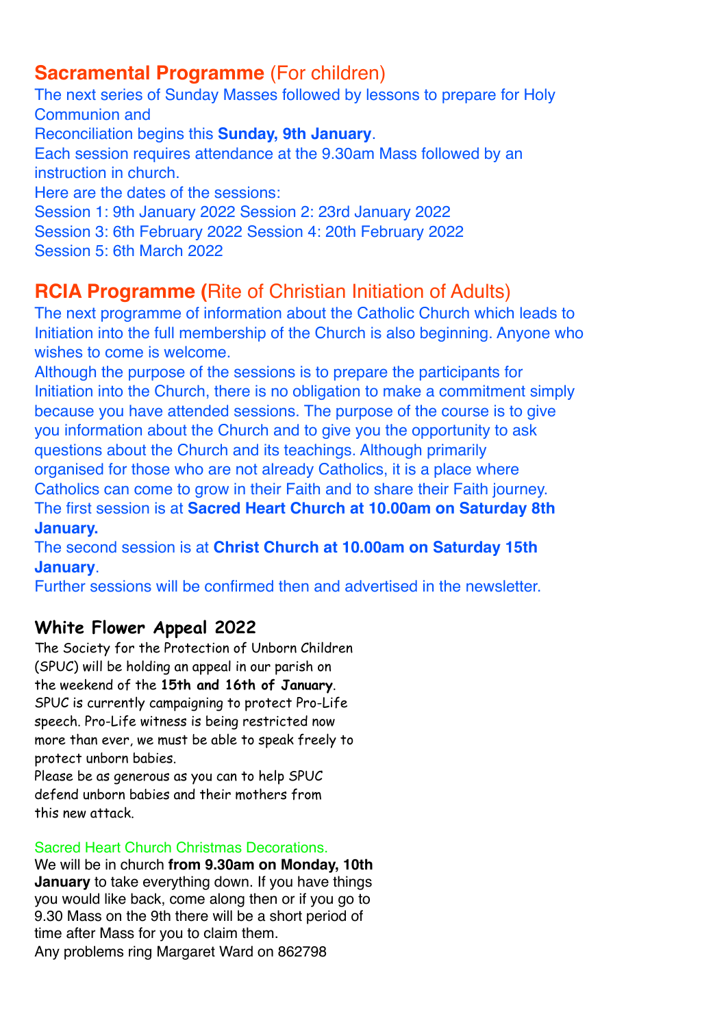## Sacramental Programme (For children)

The next series of Sunday Masses followed by lessons to prepare for Holy Communion and
Reconciliation begins this **Sunday, 9th January**.
Each session requires attendance at the 9.30am Mass followed by an instruction in church.
Here are the dates of the sessions:
Session 1: 9th January 2022 Session 2: 23rd January 2022
Session 3: 6th February 2022 Session 4: 20th February 2022
Session 5: 6th March 2022

## RCIA Programme (Rite of Christian Initiation of Adults)

The next programme of information about the Catholic Church which leads to Initiation into the full membership of the Church is also beginning. Anyone who wishes to come is welcome.
Although the purpose of the sessions is to prepare the participants for Initiation into the Church, there is no obligation to make a commitment simply because you have attended sessions. The purpose of the course is to give you information about the Church and to give you the opportunity to ask questions about the Church and its teachings. Although primarily organised for those who are not already Catholics, it is a place where Catholics can come to grow in their Faith and to share their Faith journey.
The first session is at **Sacred Heart Church at 10.00am on Saturday 8th January.**
The second session is at **Christ Church at 10.00am on Saturday 15th January**.
Further sessions will be confirmed then and advertised in the newsletter.

### White Flower Appeal 2022

The Society for the Protection of Unborn Children (SPUC) will be holding an appeal in our parish on the weekend of the **15th and 16th of January**. SPUC is currently campaigning to protect Pro-Life speech. Pro-Life witness is being restricted now more than ever, we must be able to speak freely to protect unborn babies.
Please be as generous as you can to help SPUC defend unborn babies and their mothers from this new attack.

Sacred Heart Church Christmas Decorations.
We will be in church **from 9.30am on Monday, 10th January** to take everything down. If you have things you would like back, come along then or if you go to 9.30 Mass on the 9th there will be a short period of time after Mass for you to claim them.
Any problems ring Margaret Ward on 862798